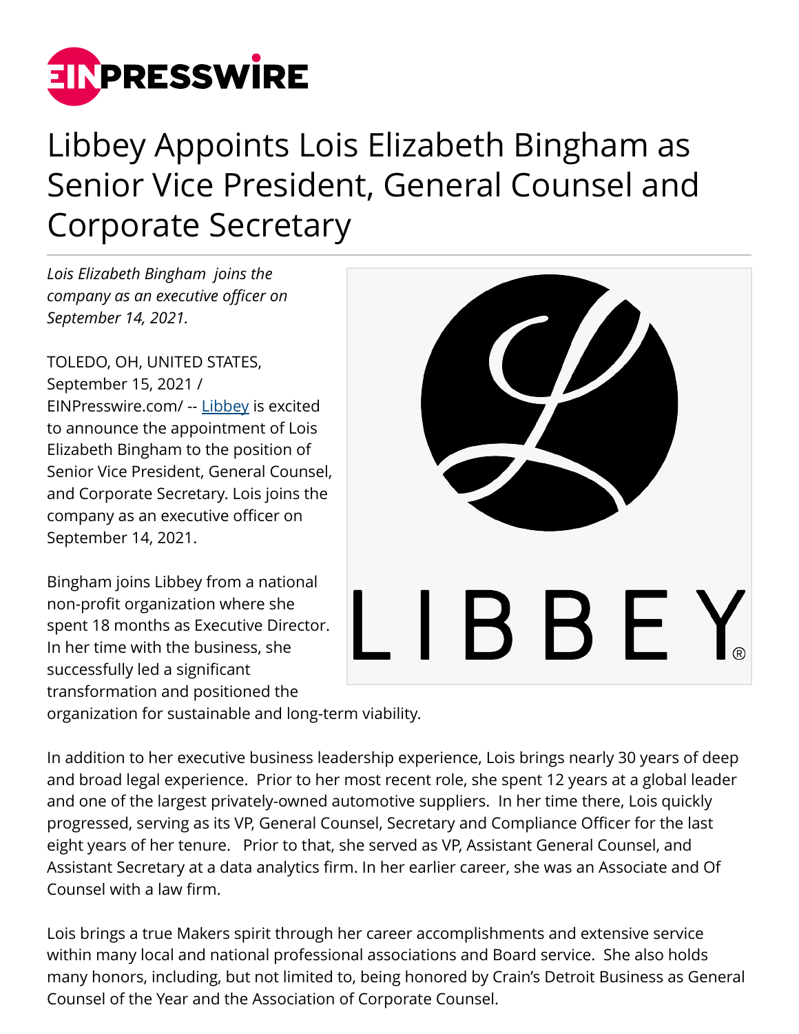# Libbey Appoints Lois Elizabeth Bingham as Senior Vice President, General Counsel and Corporate Secretary

*Lois Elizabeth Bingham joins the company as an executive officer on September 14, 2021.*

TOLEDO, OH, UNITED STATES, September 15, 2021 / EINPresswire.com/ -- Libbey is excited to announce the appointment of Lois Elizabeth Bingham to the position of Senior Vice President, General Counsel, and Corporate Secretary. Lois joins the company as an executive officer on September 14, 2021.

Bingham joins Libbey from a national non-profit organization where she spent 18 months as Executive Director. In her time with the business, she successfully led a significant transformation and positioned the organization for sustainable and long-term viability.

In addition to her executive business leadership experience, Lois brings nearly 30 years of deep and broad legal experience. Prior to her most recent role, she spent 12 years at a global leader and one of the largest privately-owned automotive suppliers. In her time there, Lois quickly progressed, serving as its VP, General Counsel, Secretary and Compliance Officer for the last eight years of her tenure. Prior to that, she served as VP, Assistant General Counsel, and Assistant Secretary at a data analytics firm. In her earlier career, she was an Associate and Of Counsel with a law firm.

Lois brings a true Makers spirit through her career accomplishments and extensive service within many local and national professional associations and Board service. She also holds many honors, including, but not limited to, being honored by Crain's Detroit Business as General Counsel of the Year and the Association of Corporate Counsel.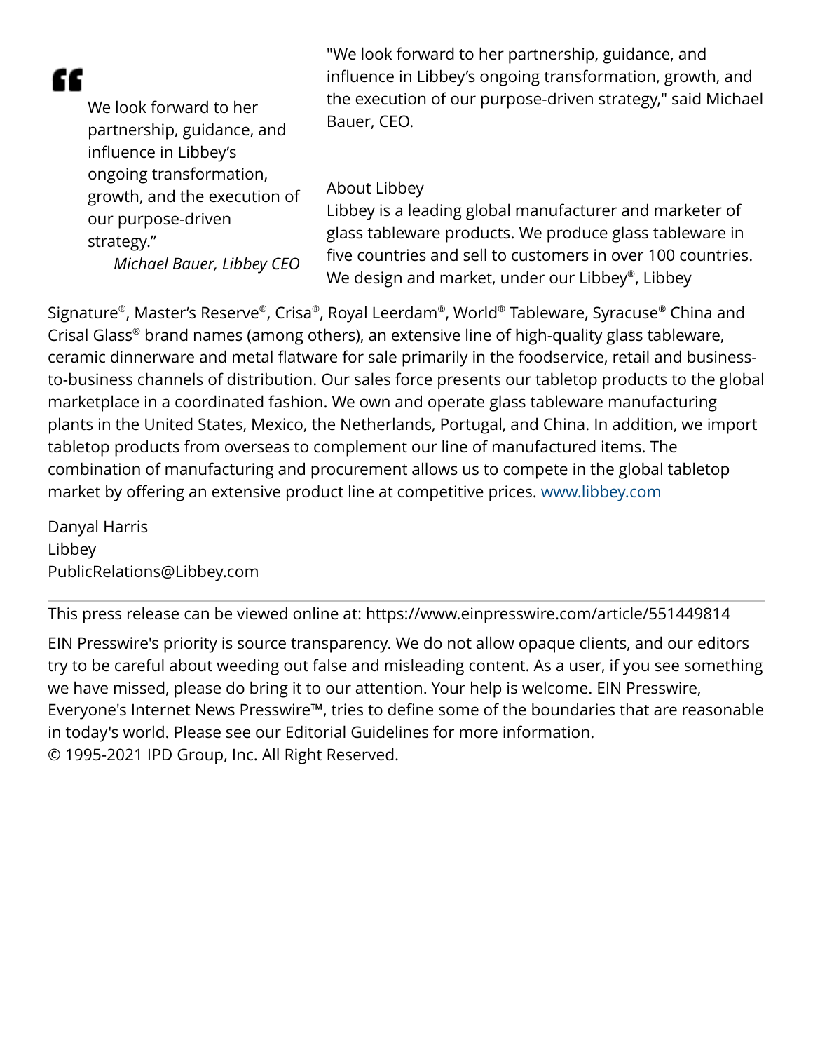> “
> We look forward to her partnership, guidance, and influence in Libbey’s ongoing transformation, growth, and the execution of our purpose-driven strategy.”
>
> *Michael Bauer, Libbey CEO*

"We look forward to her partnership, guidance, and influence in Libbey’s ongoing transformation, growth, and the execution of our purpose-driven strategy," said Michael Bauer, CEO.

About Libbey
Libbey is a leading global manufacturer and marketer of glass tableware products. We produce glass tableware in five countries and sell to customers in over 100 countries. We design and market, under our Libbey®, Libbey Signature®, Master’s Reserve®, Crisa®, Royal Leerdam®, World® Tableware, Syracuse® China and Crisal Glass® brand names (among others), an extensive line of high-quality glass tableware, ceramic dinnerware and metal flatware for sale primarily in the foodservice, retail and business-to-business channels of distribution. Our sales force presents our tabletop products to the global marketplace in a coordinated fashion. We own and operate glass tableware manufacturing plants in the United States, Mexico, the Netherlands, Portugal, and China. In addition, we import tabletop products from overseas to complement our line of manufactured items. The combination of manufacturing and procurement allows us to compete in the global tabletop market by offering an extensive product line at competitive prices. [www.libbey.com](http://www.libbey.com)

Danyal Harris
Libbey
PublicRelations@Libbey.com

---

This press release can be viewed online at: https://www.einpresswire.com/article/551449814

EIN Presswire's priority is source transparency. We do not allow opaque clients, and our editors try to be careful about weeding out false and misleading content. As a user, if you see something we have missed, please do bring it to our attention. Your help is welcome. EIN Presswire, Everyone's Internet News Presswire™, tries to define some of the boundaries that are reasonable in today's world. Please see our Editorial Guidelines for more information.
© 1995-2021 IPD Group, Inc. All Right Reserved.